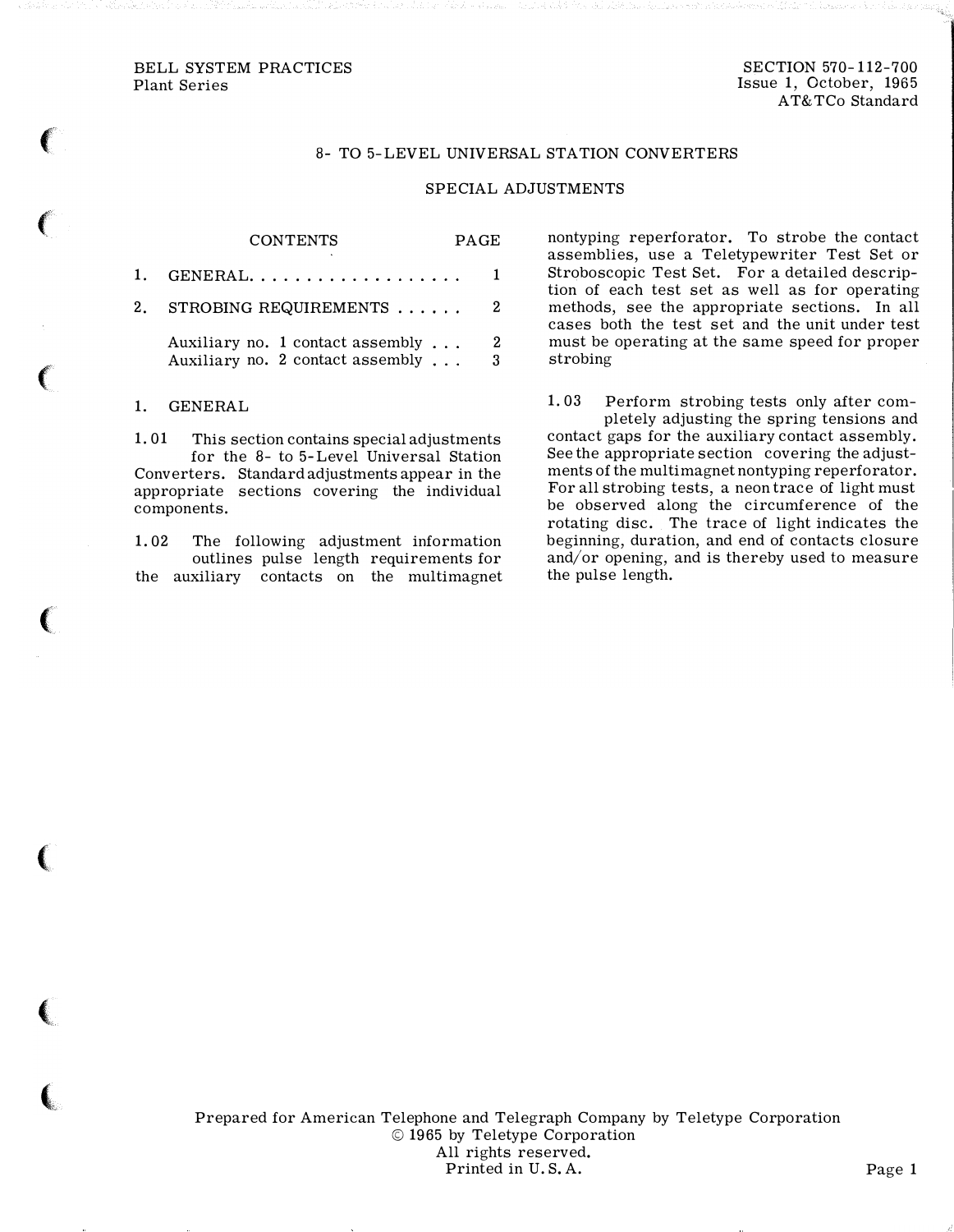BELL SYSTEM PRACTICES
Plant Series

SECTION 570-112-700
Issue 1, October, 1965
AT&TCo Standard

# 8- TO 5-LEVEL UNIVERSAL STATION CONVERTERS

## SPECIAL ADJUSTMENTS

| CONTENTS | PAGE |
|---|---|
| 1. GENERAL | 1 |
| 2. STROBING REQUIREMENTS | 2 |
| Auxiliary no. 1 contact assembly | 2 |
| Auxiliary no. 2 contact assembly | 3 |

### 1. GENERAL

1.01 This section contains special adjustments for the 8- to 5-Level Universal Station Converters. Standard adjustments appear in the appropriate sections covering the individual components.

1.02 The following adjustment information outlines pulse length requirements for the auxiliary contacts on the multimagnet nontyping reperforator. To strobe the contact assemblies, use a Teletypewriter Test Set or Stroboscopic Test Set. For a detailed description of each test set as well as for operating methods, see the appropriate sections. In all cases both the test set and the unit under test must be operating at the same speed for proper strobing

1.03 Perform strobing tests only after completely adjusting the spring tensions and contact gaps for the auxiliary contact assembly. See the appropriate section covering the adjustments of the multimagnet nontyping reperforator. For all strobing tests, a neon trace of light must be observed along the circumference of the rotating disc. The trace of light indicates the beginning, duration, and end of contacts closure and/or opening, and is thereby used to measure the pulse length.

Prepared for American Telephone and Telegraph Company by Teletype Corporation
© 1965 by Teletype Corporation
All rights reserved.
Printed in U. S. A.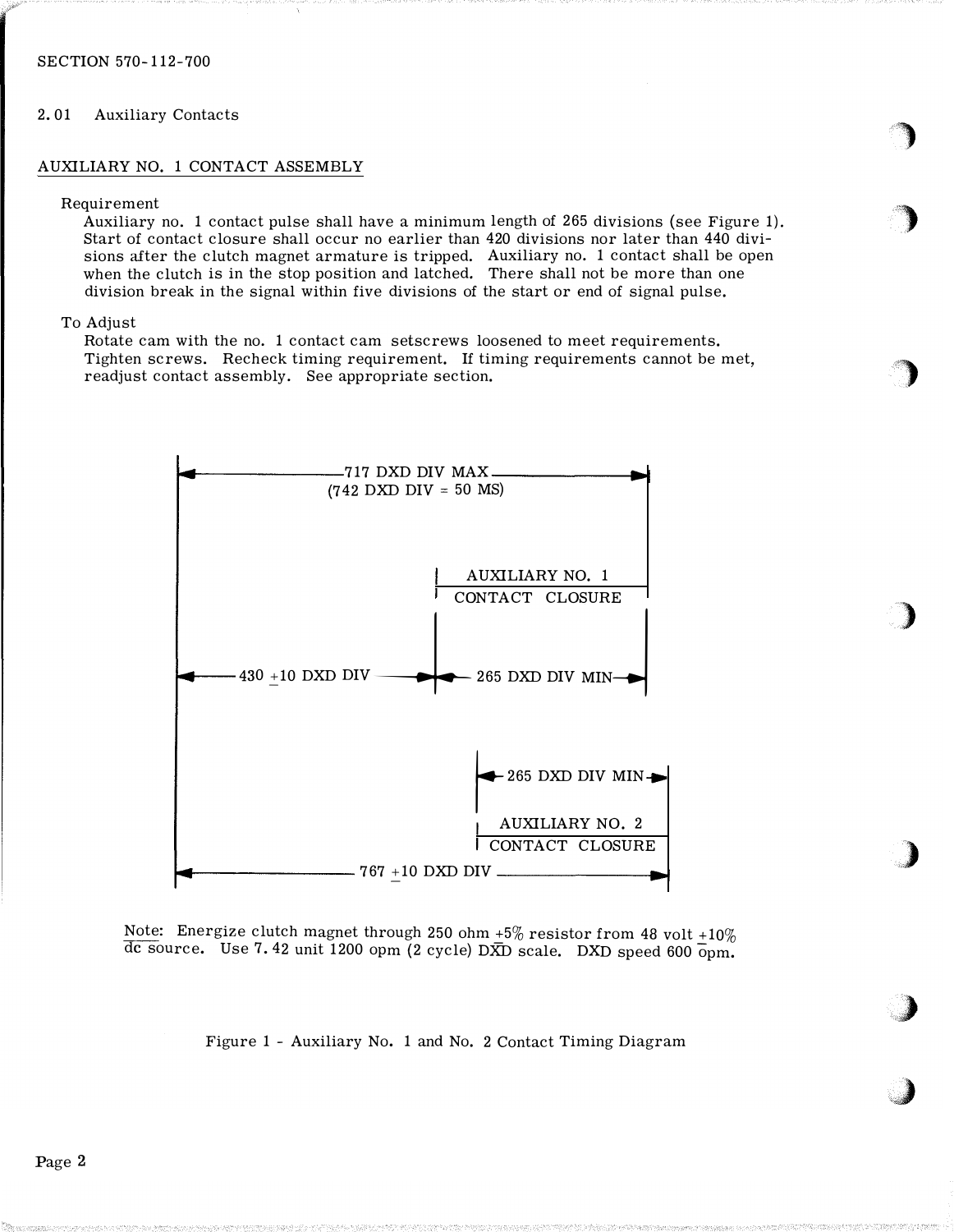2.01 Auxiliary Contacts

## AUXILIARY NO. 1 CONTACT ASSEMBLY

Requirement

Auxiliary no. 1 contact pulse shall have a minimum length of 265 divisions (see Figure 1). Start of contact closure shall occur no earlier than 420 divisions nor later than 440 divisions after the clutch magnet armature is tripped. Auxiliary no. 1 contact shall be open when the clutch is in the stop position and latched. There shall not be more than one division break in the signal within five divisions of the start or end of signal pulse.

To Adjust

Rotate cam with the no. 1 contact cam setscrews loosened to meet requirements. Tighten screws. Recheck timing requirement. If timing requirements cannot be met, readjust contact assembly. See appropriate section.

717 DXD DIV MAX
(742 DXD DIV = 50 MS)

AUXILIARY NO. 1
CONTACT CLOSURE

430 ±10 DXD DIV — 265 DXD DIV MIN

265 DXD DIV MIN

AUXILIARY NO. 2
CONTACT CLOSURE

767 ±10 DXD DIV

Note: Energize clutch magnet through 250 ohm ±5% resistor from 48 volt ±10% dc source. Use 7.42 unit 1200 opm (2 cycle) DXD scale. DXD speed 600 opm.

Figure 1 - Auxiliary No. 1 and No. 2 Contact Timing Diagram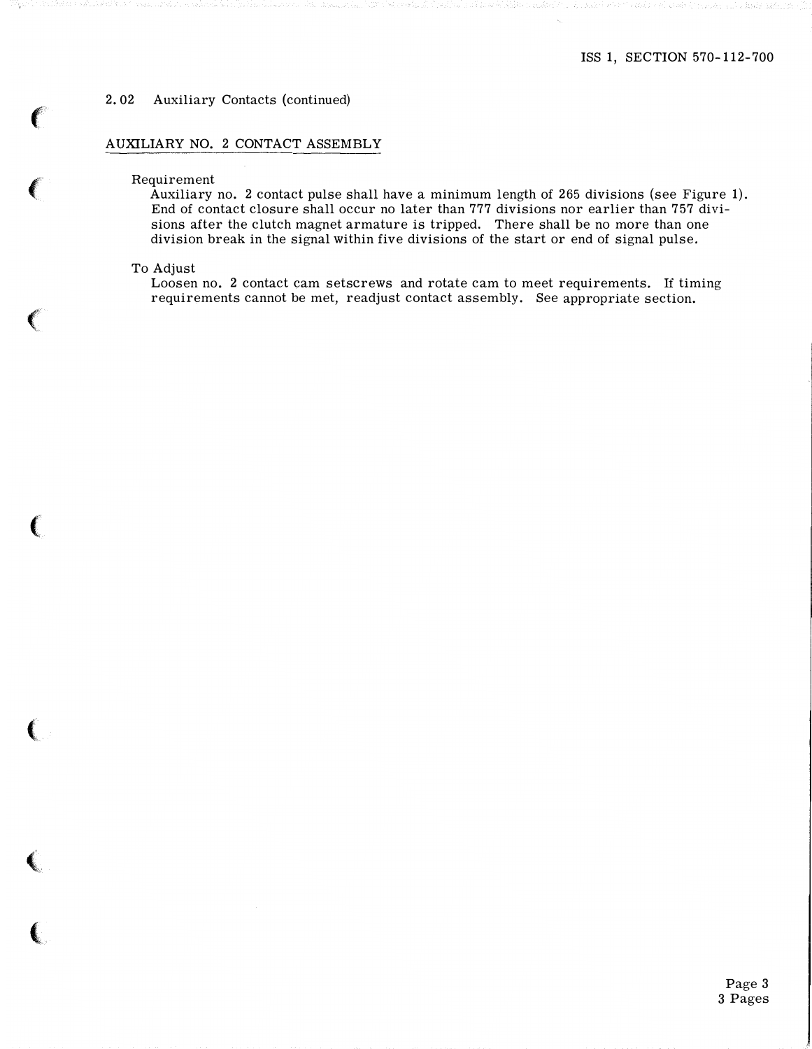2.02 Auxiliary Contacts (continued)

## AUXILIARY NO. 2 CONTACT ASSEMBLY

Requirement

Auxiliary no. 2 contact pulse shall have a minimum length of 265 divisions (see Figure 1). End of contact closure shall occur no later than 777 divisions nor earlier than 757 divisions after the clutch magnet armature is tripped. There shall be no more than one division break in the signal within five divisions of the start or end of signal pulse.

To Adjust

Loosen no. 2 contact cam setscrews and rotate cam to meet requirements. If timing requirements cannot be met, readjust contact assembly. See appropriate section.